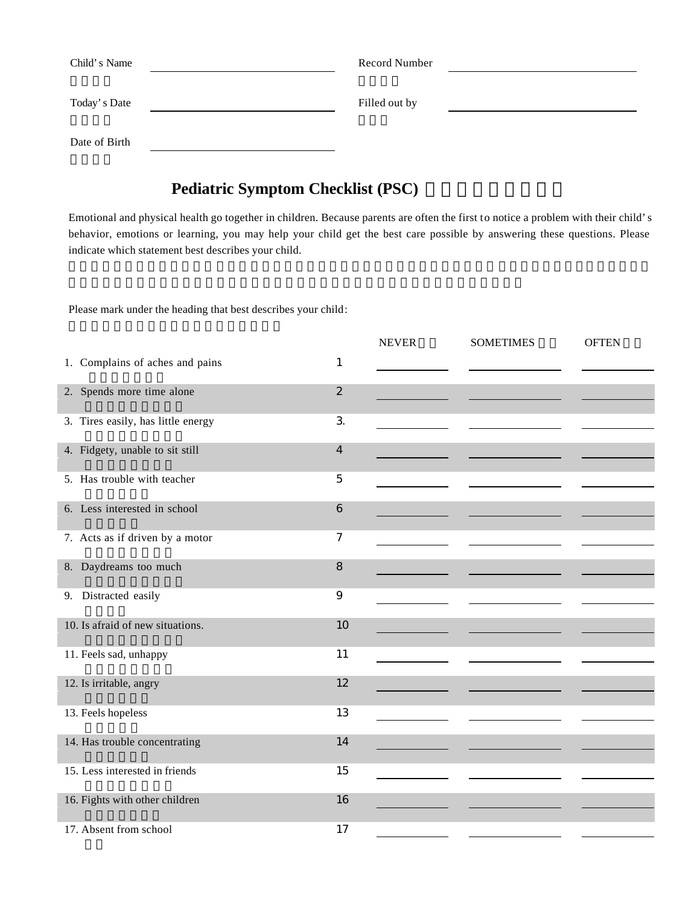Child's Name ____________________ Record Number ____________________

Today's Date ____________________ Filled out by ____________________

Date of Birth ____________________

# Pediatric Symptom Checklist (PSC)

Emotional and physical health go together in children. Because parents are often the first to notice a problem with their child's behavior, emotions or learning, you may help your child get the best care possible by answering these questions. Please indicate which statement best describes your child.

Please mark under the heading that best describes your child:

| | | NEVER | SOMETIMES | OFTEN |
|---|---|---|---|---|
| 1. Complains of aches and pains | 1 | | | |
| 2. Spends more time alone | 2 | | | |
| 3. Tires easily, has little energy | 3. | | | |
| 4. Fidgety, unable to sit still | 4 | | | |
| 5. Has trouble with teacher | 5 | | | |
| 6. Less interested in school | 6 | | | |
| 7. Acts as if driven by a motor | 7 | | | |
| 8. Daydreams too much | 8 | | | |
| 9. Distracted easily | 9 | | | |
| 10. Is afraid of new situations. | 10 | | | |
| 11. Feels sad, unhappy | 11 | | | |
| 12. Is irritable, angry | 12 | | | |
| 13. Feels hopeless | 13 | | | |
| 14. Has trouble concentrating | 14 | | | |
| 15. Less interested in friends | 15 | | | |
| 16. Fights with other children | 16 | | | |
| 17. Absent from school | 17 | | | |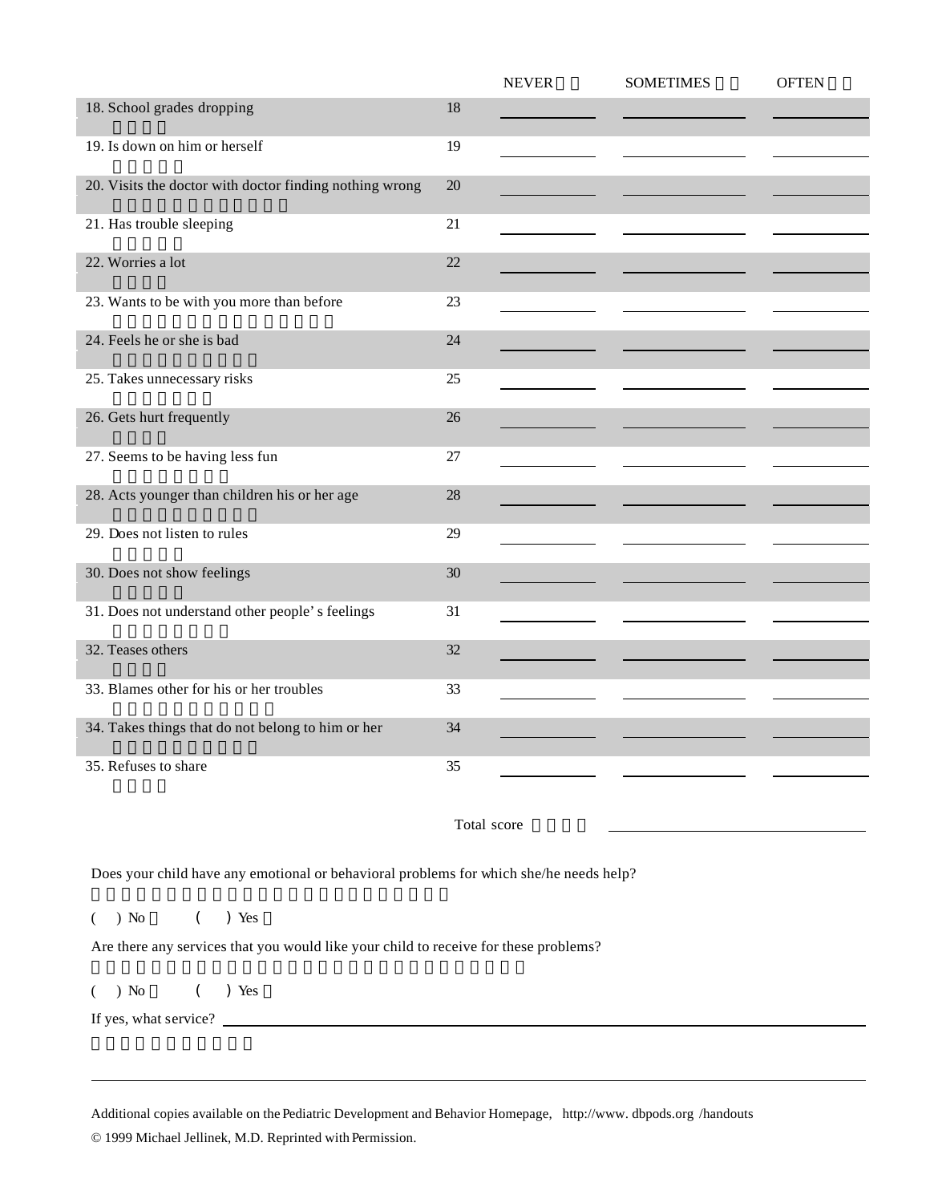| | | NEVER | SOMETIMES | OFTEN |
|---|---|---|---|---|
| 18. School grades dropping | 18 | | | |
| 19. Is down on him or herself | 19 | | | |
| 20. Visits the doctor with doctor finding nothing wrong | 20 | | | |
| 21. Has trouble sleeping | 21 | | | |
| 22. Worries a lot | 22 | | | |
| 23. Wants to be with you more than before | 23 | | | |
| 24. Feels he or she is bad | 24 | | | |
| 25. Takes unnecessary risks | 25 | | | |
| 26. Gets hurt frequently | 26 | | | |
| 27. Seems to be having less fun | 27 | | | |
| 28. Acts younger than children his or her age | 28 | | | |
| 29. Does not listen to rules | 29 | | | |
| 30. Does not show feelings | 30 | | | |
| 31. Does not understand other people's feelings | 31 | | | |
| 32. Teases others | 32 | | | |
| 33. Blames other for his or her troubles | 33 | | | |
| 34. Takes things that do not belong to him or her | 34 | | | |
| 35. Refuses to share | 35 | | | |

Total score ______________________

Does your child have any emotional or behavioral problems for which she/he needs help?

( ) No ( ) Yes

Are there any services that you would like your child to receive for these problems?

( ) No ( ) Yes

If yes, what service? ______________________________________________

Additional copies available on the Pediatric Development and Behavior Homepage, http://www.dbpods.org/handouts

© 1999 Michael Jellinek, M.D. Reprinted with Permission.